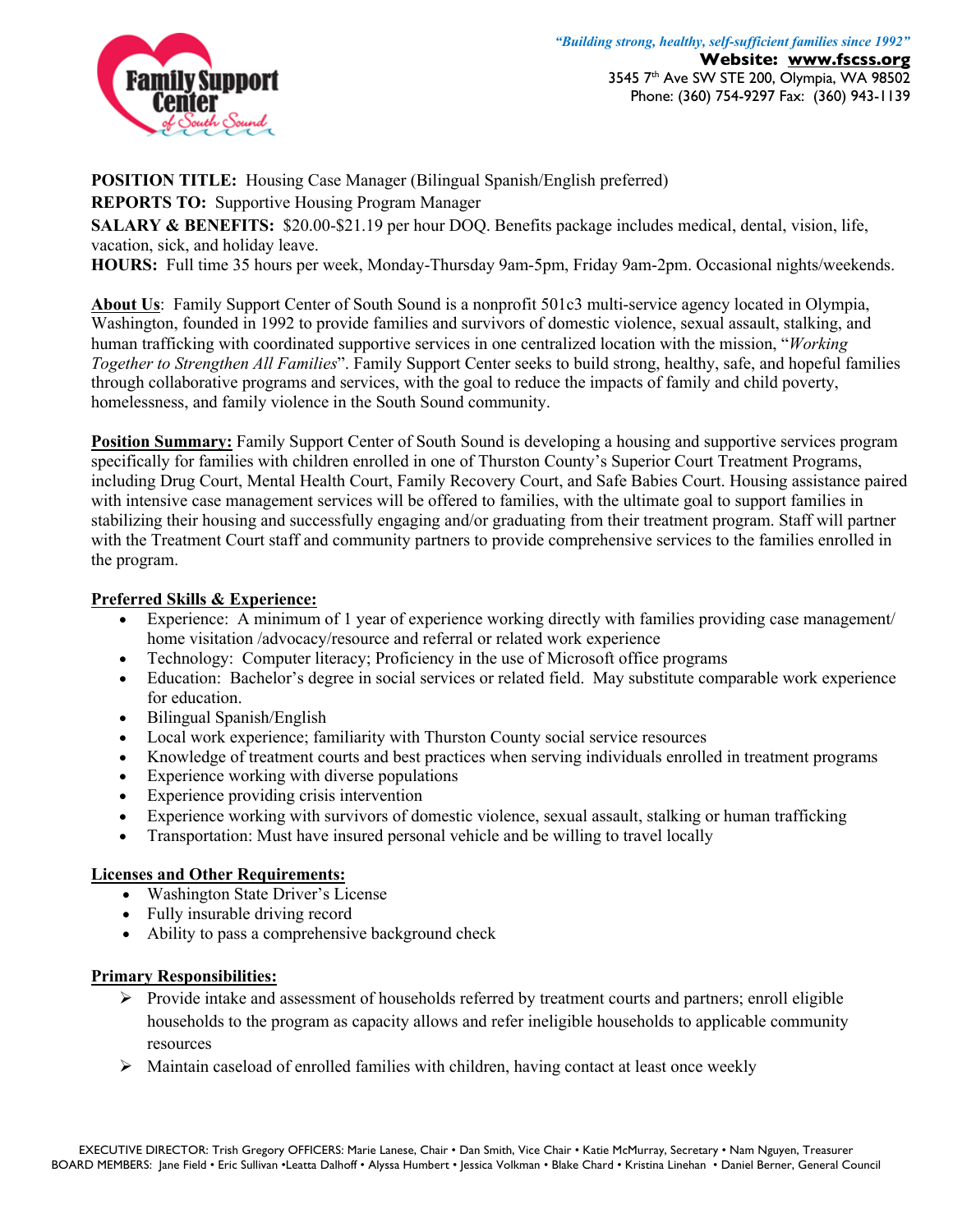*"Building strong, healthy, self-sufficient families since 1992"*
**Website: www.fscss.org**
3545 7th Ave SW STE 200, Olympia, WA 98502
Phone: (360) 754-9297 Fax: (360) 943-1139

**POSITION TITLE:** Housing Case Manager (Bilingual Spanish/English preferred)
**REPORTS TO:** Supportive Housing Program Manager
**SALARY & BENEFITS:** $20.00-$21.19 per hour DOQ. Benefits package includes medical, dental, vision, life, vacation, sick, and holiday leave.
**HOURS:** Full time 35 hours per week, Monday-Thursday 9am-5pm, Friday 9am-2pm. Occasional nights/weekends.

**About Us**: Family Support Center of South Sound is a nonprofit 501c3 multi-service agency located in Olympia, Washington, founded in 1992 to provide families and survivors of domestic violence, sexual assault, stalking, and human trafficking with coordinated supportive services in one centralized location with the mission, "*Working Together to Strengthen All Families*". Family Support Center seeks to build strong, healthy, safe, and hopeful families through collaborative programs and services, with the goal to reduce the impacts of family and child poverty, homelessness, and family violence in the South Sound community.

**Position Summary:** Family Support Center of South Sound is developing a housing and supportive services program specifically for families with children enrolled in one of Thurston County's Superior Court Treatment Programs, including Drug Court, Mental Health Court, Family Recovery Court, and Safe Babies Court. Housing assistance paired with intensive case management services will be offered to families, with the ultimate goal to support families in stabilizing their housing and successfully engaging and/or graduating from their treatment program. Staff will partner with the Treatment Court staff and community partners to provide comprehensive services to the families enrolled in the program.

**Preferred Skills & Experience:**

- Experience: A minimum of 1 year of experience working directly with families providing case management/ home visitation /advocacy/resource and referral or related work experience
- Technology: Computer literacy; Proficiency in the use of Microsoft office programs
- Education: Bachelor's degree in social services or related field. May substitute comparable work experience for education.
- Bilingual Spanish/English
- Local work experience; familiarity with Thurston County social service resources
- Knowledge of treatment courts and best practices when serving individuals enrolled in treatment programs
- Experience working with diverse populations
- Experience providing crisis intervention
- Experience working with survivors of domestic violence, sexual assault, stalking or human trafficking
- Transportation: Must have insured personal vehicle and be willing to travel locally

**Licenses and Other Requirements:**

- Washington State Driver's License
- Fully insurable driving record
- Ability to pass a comprehensive background check

**Primary Responsibilities:**

- Provide intake and assessment of households referred by treatment courts and partners; enroll eligible households to the program as capacity allows and refer ineligible households to applicable community resources
- Maintain caseload of enrolled families with children, having contact at least once weekly

EXECUTIVE DIRECTOR: Trish Gregory OFFICERS: Marie Lanese, Chair • Dan Smith, Vice Chair • Katie McMurray, Secretary • Nam Nguyen, Treasurer
BOARD MEMBERS: Jane Field • Eric Sullivan •Leatta Dalhoff • Alyssa Humbert • Jessica Volkman • Blake Chard • Kristina Linehan • Daniel Berner, General Council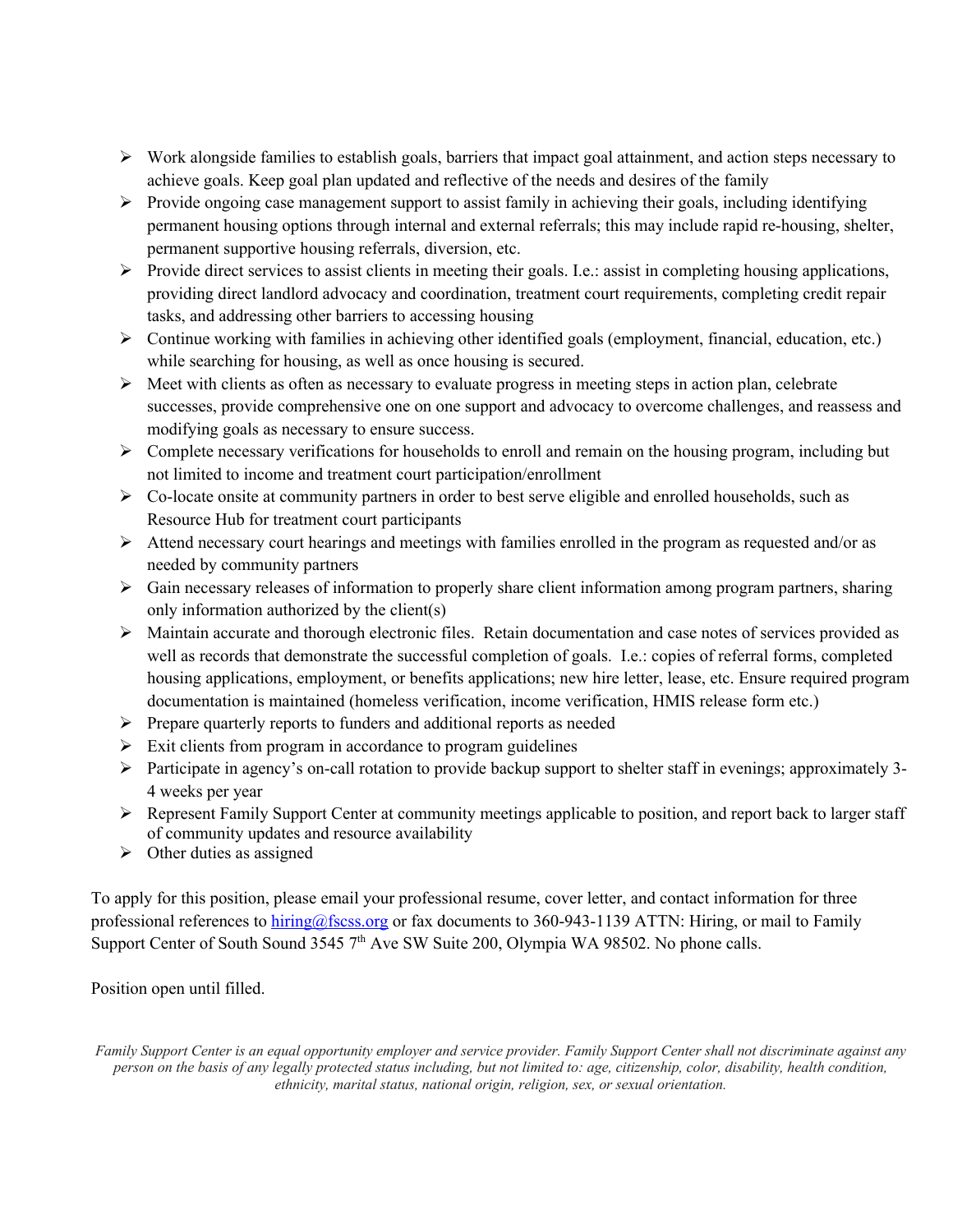- Work alongside families to establish goals, barriers that impact goal attainment, and action steps necessary to achieve goals. Keep goal plan updated and reflective of the needs and desires of the family
- Provide ongoing case management support to assist family in achieving their goals, including identifying permanent housing options through internal and external referrals; this may include rapid re-housing, shelter, permanent supportive housing referrals, diversion, etc.
- Provide direct services to assist clients in meeting their goals. I.e.: assist in completing housing applications, providing direct landlord advocacy and coordination, treatment court requirements, completing credit repair tasks, and addressing other barriers to accessing housing
- Continue working with families in achieving other identified goals (employment, financial, education, etc.) while searching for housing, as well as once housing is secured.
- Meet with clients as often as necessary to evaluate progress in meeting steps in action plan, celebrate successes, provide comprehensive one on one support and advocacy to overcome challenges, and reassess and modifying goals as necessary to ensure success.
- Complete necessary verifications for households to enroll and remain on the housing program, including but not limited to income and treatment court participation/enrollment
- Co-locate onsite at community partners in order to best serve eligible and enrolled households, such as Resource Hub for treatment court participants
- Attend necessary court hearings and meetings with families enrolled in the program as requested and/or as needed by community partners
- Gain necessary releases of information to properly share client information among program partners, sharing only information authorized by the client(s)
- Maintain accurate and thorough electronic files. Retain documentation and case notes of services provided as well as records that demonstrate the successful completion of goals. I.e.: copies of referral forms, completed housing applications, employment, or benefits applications; new hire letter, lease, etc. Ensure required program documentation is maintained (homeless verification, income verification, HMIS release form etc.)
- Prepare quarterly reports to funders and additional reports as needed
- Exit clients from program in accordance to program guidelines
- Participate in agency's on-call rotation to provide backup support to shelter staff in evenings; approximately 3-4 weeks per year
- Represent Family Support Center at community meetings applicable to position, and report back to larger staff of community updates and resource availability
- Other duties as assigned

To apply for this position, please email your professional resume, cover letter, and contact information for three professional references to hiring@fscss.org or fax documents to 360-943-1139 ATTN: Hiring, or mail to Family Support Center of South Sound 3545 7th Ave SW Suite 200, Olympia WA 98502. No phone calls.

Position open until filled.

*Family Support Center is an equal opportunity employer and service provider. Family Support Center shall not discriminate against any person on the basis of any legally protected status including, but not limited to: age, citizenship, color, disability, health condition, ethnicity, marital status, national origin, religion, sex, or sexual orientation.*